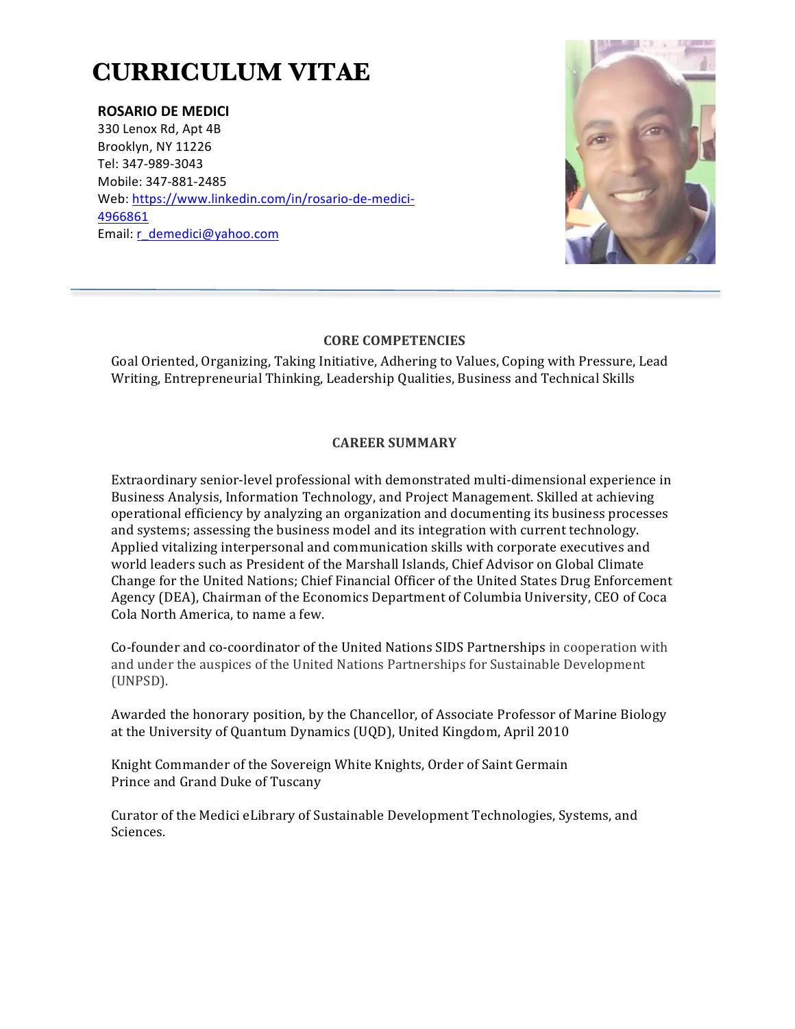# CURRICULUM VITAE

**ROSARIO DE MEDICI**
330 Lenox Rd, Apt 4B
Brooklyn, NY 11226
Tel: 347-989-3043
Mobile: 347-881-2485
Web: https://www.linkedin.com/in/rosario-de-medici-4966861
Email: r_demedici@yahoo.com

---

## CORE COMPETENCIES

Goal Oriented, Organizing, Taking Initiative, Adhering to Values, Coping with Pressure, Lead Writing, Entrepreneurial Thinking, Leadership Qualities, Business and Technical Skills

## CAREER SUMMARY

Extraordinary senior-level professional with demonstrated multi-dimensional experience in Business Analysis, Information Technology, and Project Management. Skilled at achieving operational efficiency by analyzing an organization and documenting its business processes and systems; assessing the business model and its integration with current technology. Applied vitalizing interpersonal and communication skills with corporate executives and world leaders such as President of the Marshall Islands, Chief Advisor on Global Climate Change for the United Nations; Chief Financial Officer of the United States Drug Enforcement Agency (DEA), Chairman of the Economics Department of Columbia University, CEO of Coca Cola North America, to name a few.

Co-founder and co-coordinator of the United Nations SIDS Partnerships in cooperation with and under the auspices of the United Nations Partnerships for Sustainable Development (UNPSD).

Awarded the honorary position, by the Chancellor, of Associate Professor of Marine Biology at the University of Quantum Dynamics (UQD), United Kingdom, April 2010

Knight Commander of the Sovereign White Knights, Order of Saint Germain
Prince and Grand Duke of Tuscany

Curator of the Medici eLibrary of Sustainable Development Technologies, Systems, and Sciences.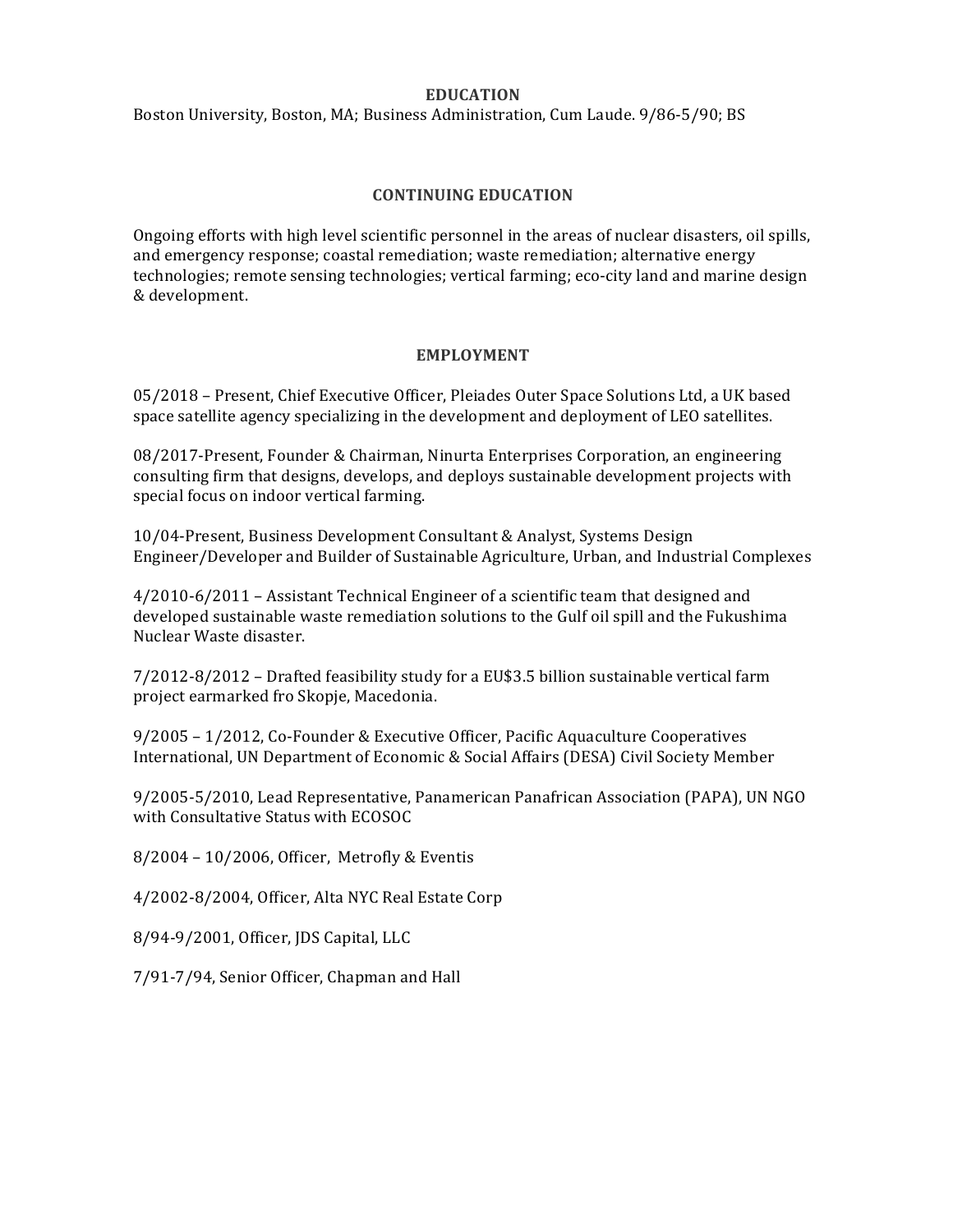## EDUCATION

Boston University, Boston, MA; Business Administration, Cum Laude. 9/86-5/90; BS

## CONTINUING EDUCATION

Ongoing efforts with high level scientific personnel in the areas of nuclear disasters, oil spills, and emergency response; coastal remediation; waste remediation; alternative energy technologies; remote sensing technologies; vertical farming; eco-city land and marine design & development.

## EMPLOYMENT

05/2018 – Present, Chief Executive Officer, Pleiades Outer Space Solutions Ltd, a UK based space satellite agency specializing in the development and deployment of LEO satellites.

08/2017-Present, Founder & Chairman, Ninurta Enterprises Corporation, an engineering consulting firm that designs, develops, and deploys sustainable development projects with special focus on indoor vertical farming.

10/04-Present, Business Development Consultant & Analyst, Systems Design Engineer/Developer and Builder of Sustainable Agriculture, Urban, and Industrial Complexes

4/2010-6/2011 – Assistant Technical Engineer of a scientific team that designed and developed sustainable waste remediation solutions to the Gulf oil spill and the Fukushima Nuclear Waste disaster.

7/2012-8/2012 – Drafted feasibility study for a EU$3.5 billion sustainable vertical farm project earmarked fro Skopje, Macedonia.

9/2005 – 1/2012, Co-Founder & Executive Officer, Pacific Aquaculture Cooperatives International, UN Department of Economic & Social Affairs (DESA) Civil Society Member

9/2005-5/2010, Lead Representative, Panamerican Panafrican Association (PAPA), UN NGO with Consultative Status with ECOSOC

8/2004 – 10/2006, Officer, Metrofly & Eventis

4/2002-8/2004, Officer, Alta NYC Real Estate Corp

8/94-9/2001, Officer, JDS Capital, LLC

7/91-7/94, Senior Officer, Chapman and Hall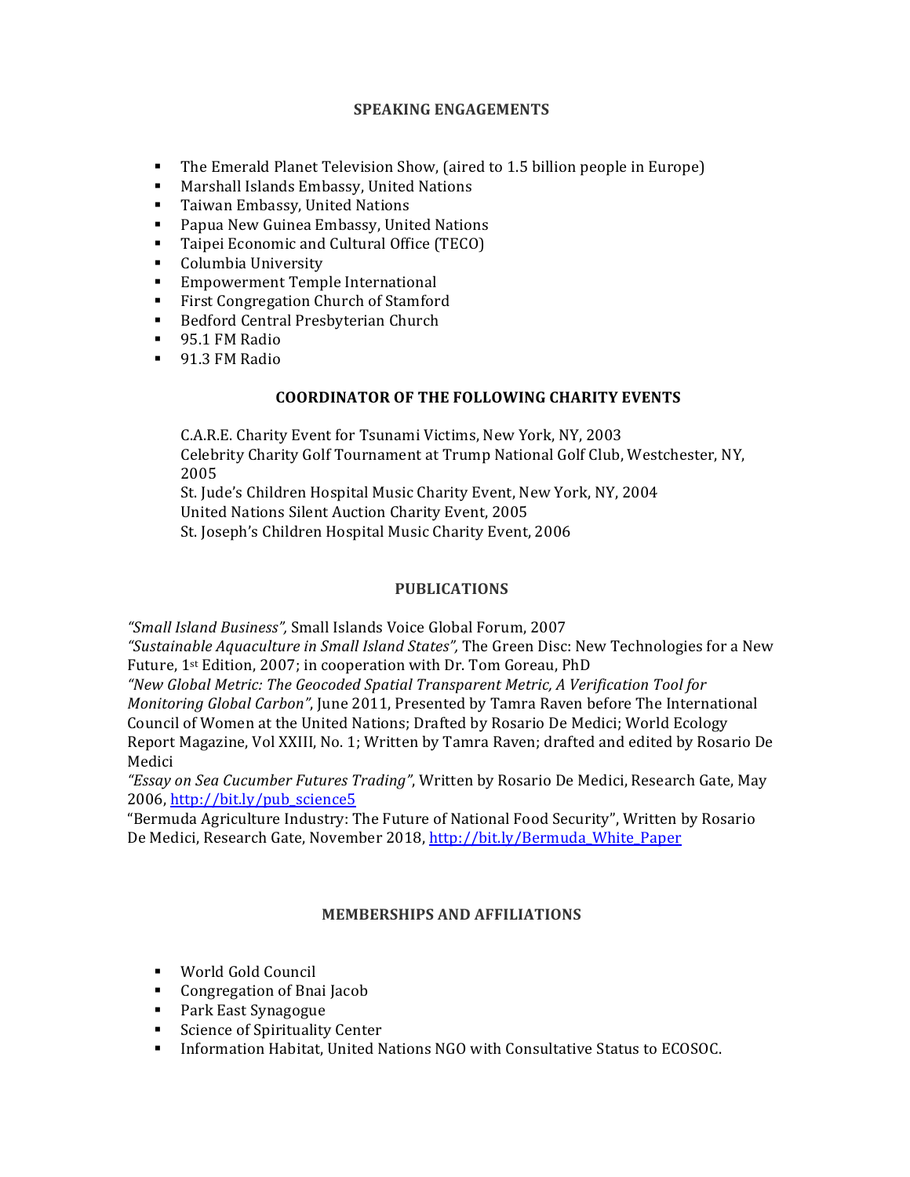## SPEAKING ENGAGEMENTS

- The Emerald Planet Television Show, (aired to 1.5 billion people in Europe)
- Marshall Islands Embassy, United Nations
- Taiwan Embassy, United Nations
- Papua New Guinea Embassy, United Nations
- Taipei Economic and Cultural Office (TECO)
- Columbia University
- Empowerment Temple International
- First Congregation Church of Stamford
- Bedford Central Presbyterian Church
- 95.1 FM Radio
- 91.3 FM Radio

## COORDINATOR OF THE FOLLOWING CHARITY EVENTS

C.A.R.E. Charity Event for Tsunami Victims, New York, NY, 2003
Celebrity Charity Golf Tournament at Trump National Golf Club, Westchester, NY, 2005
St. Jude's Children Hospital Music Charity Event, New York, NY, 2004
United Nations Silent Auction Charity Event, 2005
St. Joseph's Children Hospital Music Charity Event, 2006

## PUBLICATIONS

*"Small Island Business",* Small Islands Voice Global Forum, 2007
*"Sustainable Aquaculture in Small Island States",* The Green Disc: New Technologies for a New Future, 1st Edition, 2007; in cooperation with Dr. Tom Goreau, PhD
*"New Global Metric: The Geocoded Spatial Transparent Metric, A Verification Tool for Monitoring Global Carbon"*, June 2011, Presented by Tamra Raven before The International Council of Women at the United Nations; Drafted by Rosario De Medici; World Ecology Report Magazine, Vol XXIII, No. 1; Written by Tamra Raven; drafted and edited by Rosario De Medici
*"Essay on Sea Cucumber Futures Trading"*, Written by Rosario De Medici, Research Gate, May 2006, http://bit.ly/pub_science5
"Bermuda Agriculture Industry: The Future of National Food Security", Written by Rosario De Medici, Research Gate, November 2018, http://bit.ly/Bermuda_White_Paper

## MEMBERSHIPS AND AFFILIATIONS

- World Gold Council
- Congregation of Bnai Jacob
- Park East Synagogue
- Science of Spirituality Center
- Information Habitat, United Nations NGO with Consultative Status to ECOSOC.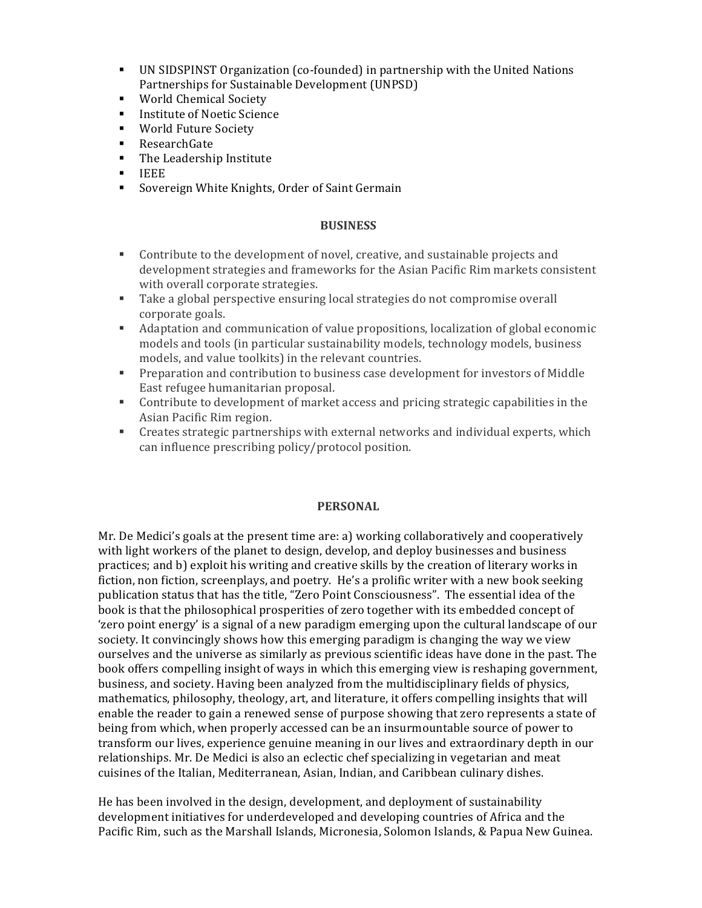- UN SIDSPINST Organization (co-founded) in partnership with the United Nations Partnerships for Sustainable Development (UNPSD)
- World Chemical Society
- Institute of Noetic Science
- World Future Society
- ResearchGate
- The Leadership Institute
- IEEE
- Sovereign White Knights, Order of Saint Germain

**BUSINESS**

- Contribute to the development of novel, creative, and sustainable projects and development strategies and frameworks for the Asian Pacific Rim markets consistent with overall corporate strategies.
- Take a global perspective ensuring local strategies do not compromise overall corporate goals.
- Adaptation and communication of value propositions, localization of global economic models and tools (in particular sustainability models, technology models, business models, and value toolkits) in the relevant countries.
- Preparation and contribution to business case development for investors of Middle East refugee humanitarian proposal.
- Contribute to development of market access and pricing strategic capabilities in the Asian Pacific Rim region.
- Creates strategic partnerships with external networks and individual experts, which can influence prescribing policy/protocol position.

**PERSONAL**

Mr. De Medici's goals at the present time are: a) working collaboratively and cooperatively with light workers of the planet to design, develop, and deploy businesses and business practices; and b) exploit his writing and creative skills by the creation of literary works in fiction, non fiction, screenplays, and poetry. He's a prolific writer with a new book seeking publication status that has the title, "Zero Point Consciousness". The essential idea of the book is that the philosophical prosperities of zero together with its embedded concept of 'zero point energy' is a signal of a new paradigm emerging upon the cultural landscape of our society. It convincingly shows how this emerging paradigm is changing the way we view ourselves and the universe as similarly as previous scientific ideas have done in the past. The book offers compelling insight of ways in which this emerging view is reshaping government, business, and society. Having been analyzed from the multidisciplinary fields of physics, mathematics, philosophy, theology, art, and literature, it offers compelling insights that will enable the reader to gain a renewed sense of purpose showing that zero represents a state of being from which, when properly accessed can be an insurmountable source of power to transform our lives, experience genuine meaning in our lives and extraordinary depth in our relationships. Mr. De Medici is also an eclectic chef specializing in vegetarian and meat cuisines of the Italian, Mediterranean, Asian, Indian, and Caribbean culinary dishes.

He has been involved in the design, development, and deployment of sustainability development initiatives for underdeveloped and developing countries of Africa and the Pacific Rim, such as the Marshall Islands, Micronesia, Solomon Islands, & Papua New Guinea.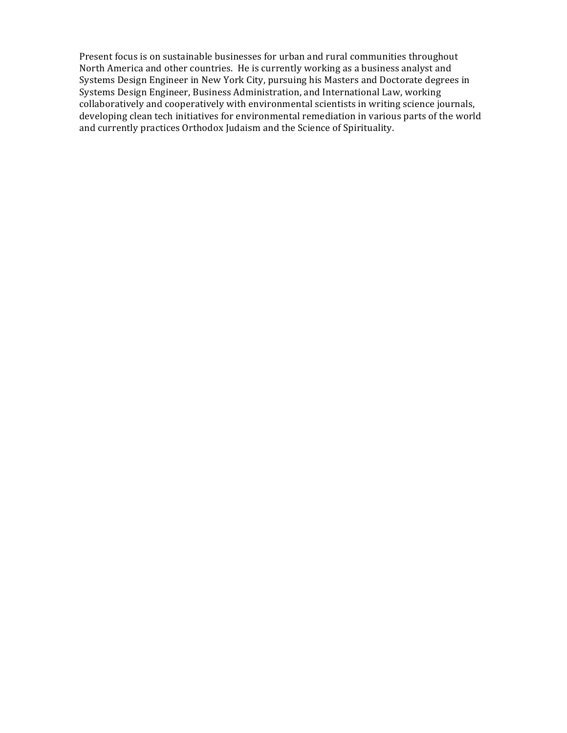Present focus is on sustainable businesses for urban and rural communities throughout North America and other countries. He is currently working as a business analyst and Systems Design Engineer in New York City, pursuing his Masters and Doctorate degrees in Systems Design Engineer, Business Administration, and International Law, working collaboratively and cooperatively with environmental scientists in writing science journals, developing clean tech initiatives for environmental remediation in various parts of the world and currently practices Orthodox Judaism and the Science of Spirituality.